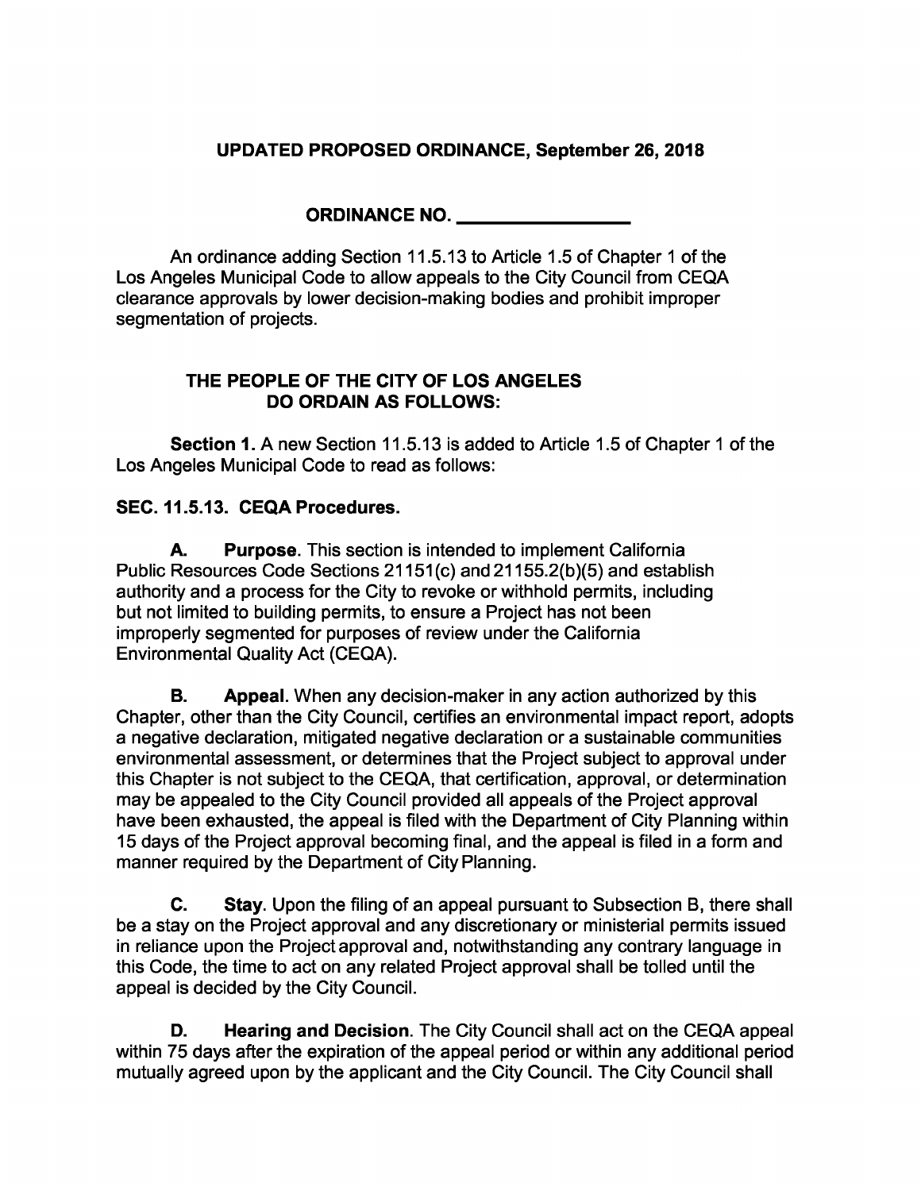**UPDATED PROPOSED ORDINANCE, September 26, 2018**

**ORDINANCE NO. \_\_\_\_\_\_\_\_\_\_\_\_\_\_\_\_\_**

An ordinance adding Section 11.5.13 to Article 1.5 of Chapter 1 of the Los Angeles Municipal Code to allow appeals to the City Council from CEQA clearance approvals by lower decision-making bodies and prohibit improper segmentation of projects.

**THE PEOPLE OF THE CITY OF LOS ANGELES DO ORDAIN AS FOLLOWS:**

**Section 1.** A new Section 11.5.13 is added to Article 1.5 of Chapter 1 of the Los Angeles Municipal Code to read as follows:

**SEC. 11.5.13. CEQA Procedures.**

**A. Purpose**. This section is intended to implement California Public Resources Code Sections 21151(c) and 21155.2(b)(5) and establish authority and a process for the City to revoke or withhold permits, including but not limited to building permits, to ensure a Project has not been improperly segmented for purposes of review under the California Environmental Quality Act (CEQA).

**B. Appeal**. When any decision-maker in any action authorized by this Chapter, other than the City Council, certifies an environmental impact report, adopts a negative declaration, mitigated negative declaration or a sustainable communities environmental assessment, or determines that the Project subject to approval under this Chapter is not subject to the CEQA, that certification, approval, or determination may be appealed to the City Council provided all appeals of the Project approval have been exhausted, the appeal is filed with the Department of City Planning within 15 days of the Project approval becoming final, and the appeal is filed in a form and manner required by the Department of City Planning.

**C. Stay**. Upon the filing of an appeal pursuant to Subsection B, there shall be a stay on the Project approval and any discretionary or ministerial permits issued in reliance upon the Project approval and, notwithstanding any contrary language in this Code, the time to act on any related Project approval shall be tolled until the appeal is decided by the City Council.

**D. Hearing and Decision**. The City Council shall act on the CEQA appeal within 75 days after the expiration of the appeal period or within any additional period mutually agreed upon by the applicant and the City Council. The City Council shall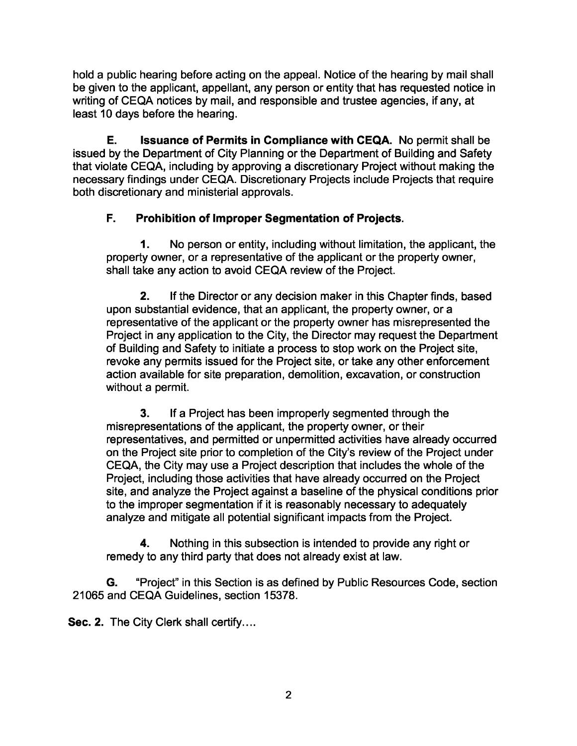hold a public hearing before acting on the appeal. Notice of the hearing by mail shall be given to the applicant, appellant, any person or entity that has requested notice in writing of CEQA notices by mail, and responsible and trustee agencies, if any, at least 10 days before the hearing.

**E. Issuance of Permits in Compliance with CEQA.** No permit shall be issued by the Department of City Planning or the Department of Building and Safety that violate CEQA, including by approving a discretionary Project without making the necessary findings under CEQA. Discretionary Projects include Projects that require both discretionary and ministerial approvals.

**F. Prohibition of Improper Segmentation of Projects.**

**1.** No person or entity, including without limitation, the applicant, the property owner, or a representative of the applicant or the property owner, shall take any action to avoid CEQA review of the Project.

**2.** If the Director or any decision maker in this Chapter finds, based upon substantial evidence, that an applicant, the property owner, or a representative of the applicant or the property owner has misrepresented the Project in any application to the City, the Director may request the Department of Building and Safety to initiate a process to stop work on the Project site, revoke any permits issued for the Project site, or take any other enforcement action available for site preparation, demolition, excavation, or construction without a permit.

**3.** If a Project has been improperly segmented through the misrepresentations of the applicant, the property owner, or their representatives, and permitted or unpermitted activities have already occurred on the Project site prior to completion of the City's review of the Project under CEQA, the City may use a Project description that includes the whole of the Project, including those activities that have already occurred on the Project site, and analyze the Project against a baseline of the physical conditions prior to the improper segmentation if it is reasonably necessary to adequately analyze and mitigate all potential significant impacts from the Project.

**4.** Nothing in this subsection is intended to provide any right or remedy to any third party that does not already exist at law.

**G.** "Project" in this Section is as defined by Public Resources Code, section 21065 and CEQA Guidelines, section 15378.

**Sec. 2.** The City Clerk shall certify….